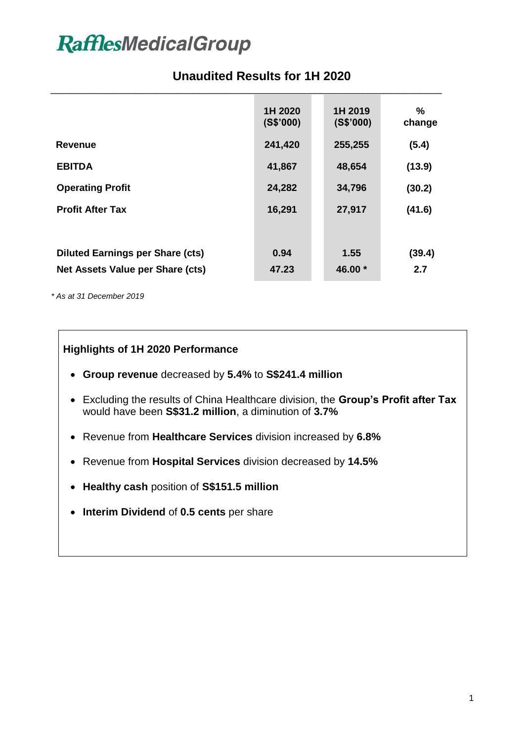# RafflesMedicalGroup

## Unaudited Results for 1H 2020

| | 1H 2020 (S$'000) | 1H 2019 (S$'000) | % change |
|---|---|---|---|
| **Revenue** | **241,420** | **255,255** | **(5.4)** |
| **EBITDA** | **41,867** | **48,654** | **(13.9)** |
| **Operating Profit** | **24,282** | **34,796** | **(30.2)** |
| **Profit After Tax** | **16,291** | **27,917** | **(41.6)** |
| | | | |
| **Diluted Earnings per Share (cts)** | **0.94** | **1.55** | **(39.4)** |
| **Net Assets Value per Share (cts)** | **47.23** | **46.00 *** | **2.7** |

*\* As at 31 December 2019*

### Highlights of 1H 2020 Performance

- **Group revenue** decreased by **5.4%** to **S$241.4 million**
- Excluding the results of China Healthcare division, the **Group's Profit after Tax** would have been **S$31.2 million**, a diminution of **3.7%**
- Revenue from **Healthcare Services** division increased by **6.8%**
- Revenue from **Hospital Services** division decreased by **14.5%**
- **Healthy cash** position of **S$151.5 million**
- **Interim Dividend** of **0.5 cents** per share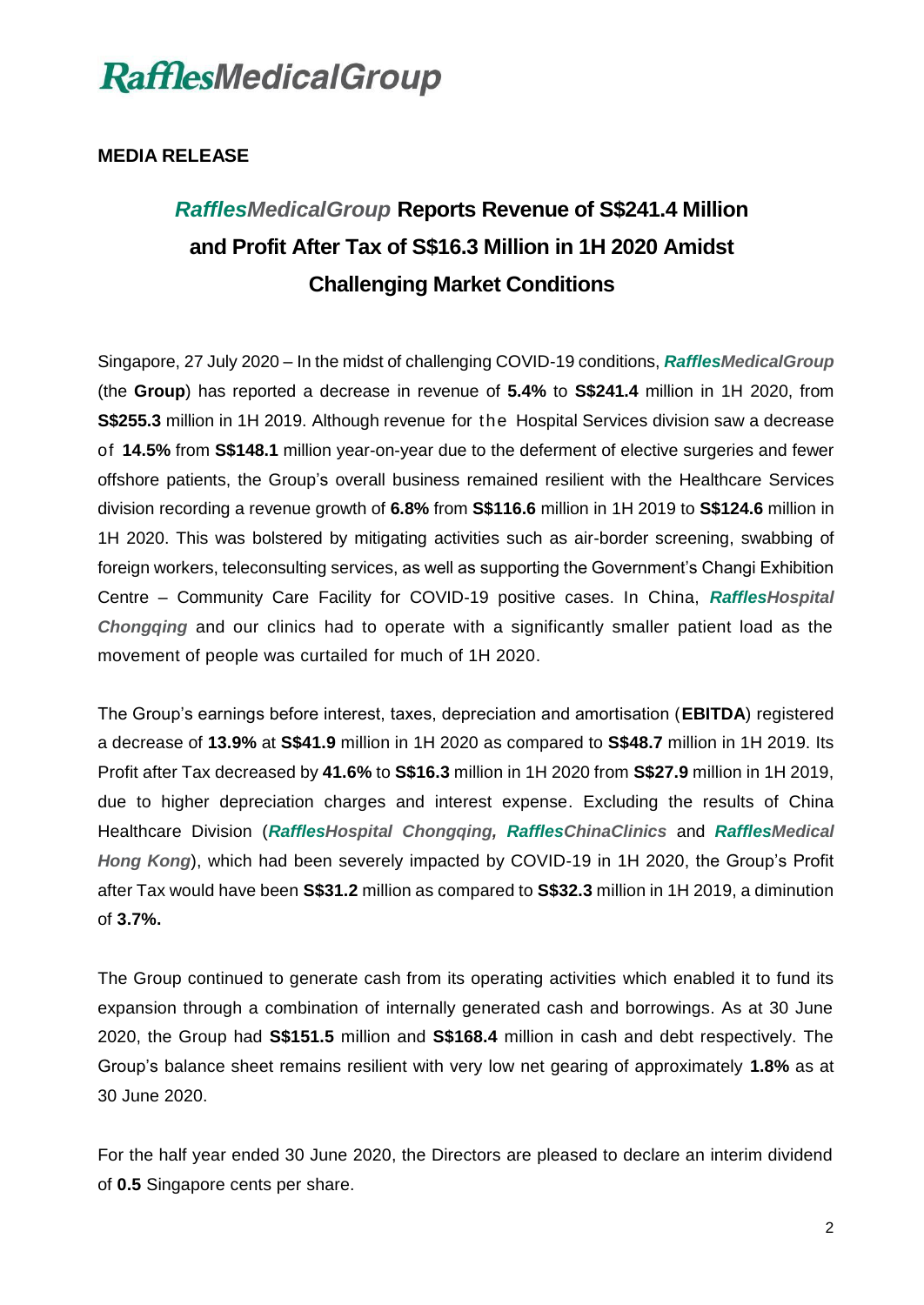**MEDIA RELEASE**

## ***RafflesMedicalGroup* Reports Revenue of S$241.4 Million and Profit After Tax of S$16.3 Million in 1H 2020 Amidst Challenging Market Conditions**

Singapore, 27 July 2020 – In the midst of challenging COVID-19 conditions, ***RafflesMedicalGroup*** (the **Group**) has reported a decrease in revenue of **5.4%** to **S$241.4** million in 1H 2020, from **S$255.3** million in 1H 2019. Although revenue for the Hospital Services division saw a decrease of **14.5%** from **S$148.1** million year-on-year due to the deferment of elective surgeries and fewer offshore patients, the Group's overall business remained resilient with the Healthcare Services division recording a revenue growth of **6.8%** from **S$116.6** million in 1H 2019 to **S$124.6** million in 1H 2020. This was bolstered by mitigating activities such as air-border screening, swabbing of foreign workers, teleconsulting services, as well as supporting the Government's Changi Exhibition Centre – Community Care Facility for COVID-19 positive cases. In China, ***RafflesHospital Chongqing*** and our clinics had to operate with a significantly smaller patient load as the movement of people was curtailed for much of 1H 2020.

The Group's earnings before interest, taxes, depreciation and amortisation (**EBITDA**) registered a decrease of **13.9%** at **S$41.9** million in 1H 2020 as compared to **S$48.7** million in 1H 2019. Its Profit after Tax decreased by **41.6%** to **S$16.3** million in 1H 2020 from **S$27.9** million in 1H 2019, due to higher depreciation charges and interest expense. Excluding the results of China Healthcare Division (***RafflesHospital Chongqing, RafflesChinaClinics*** and ***RafflesMedical Hong Kong***), which had been severely impacted by COVID-19 in 1H 2020, the Group's Profit after Tax would have been **S$31.2** million as compared to **S$32.3** million in 1H 2019, a diminution of **3.7%.**

The Group continued to generate cash from its operating activities which enabled it to fund its expansion through a combination of internally generated cash and borrowings. As at 30 June 2020, the Group had **S$151.5** million and **S$168.4** million in cash and debt respectively. The Group's balance sheet remains resilient with very low net gearing of approximately **1.8%** as at 30 June 2020.

For the half year ended 30 June 2020, the Directors are pleased to declare an interim dividend of **0.5** Singapore cents per share.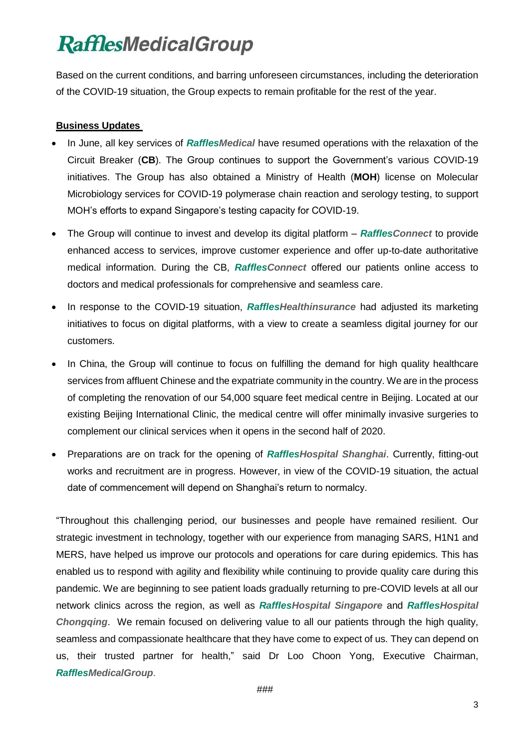Based on the current conditions, and barring unforeseen circumstances, including the deterioration of the COVID-19 situation, the Group expects to remain profitable for the rest of the year.

**Business Updates**

- In June, all key services of ***RafflesMedical*** have resumed operations with the relaxation of the Circuit Breaker (**CB**). The Group continues to support the Government's various COVID-19 initiatives. The Group has also obtained a Ministry of Health (**MOH**) license on Molecular Microbiology services for COVID-19 polymerase chain reaction and serology testing, to support MOH's efforts to expand Singapore's testing capacity for COVID-19.
- The Group will continue to invest and develop its digital platform – ***RafflesConnect*** to provide enhanced access to services, improve customer experience and offer up-to-date authoritative medical information. During the CB, ***RafflesConnect*** offered our patients online access to doctors and medical professionals for comprehensive and seamless care.
- In response to the COVID-19 situation, ***RafflesHealthinsurance*** had adjusted its marketing initiatives to focus on digital platforms, with a view to create a seamless digital journey for our customers.
- In China, the Group will continue to focus on fulfilling the demand for high quality healthcare services from affluent Chinese and the expatriate community in the country. We are in the process of completing the renovation of our 54,000 square feet medical centre in Beijing. Located at our existing Beijing International Clinic, the medical centre will offer minimally invasive surgeries to complement our clinical services when it opens in the second half of 2020.
- Preparations are on track for the opening of ***RafflesHospital Shanghai***. Currently, fitting-out works and recruitment are in progress. However, in view of the COVID-19 situation, the actual date of commencement will depend on Shanghai's return to normalcy.

"Throughout this challenging period, our businesses and people have remained resilient. Our strategic investment in technology, together with our experience from managing SARS, H1N1 and MERS, have helped us improve our protocols and operations for care during epidemics. This has enabled us to respond with agility and flexibility while continuing to provide quality care during this pandemic. We are beginning to see patient loads gradually returning to pre-COVID levels at all our network clinics across the region, as well as ***RafflesHospital Singapore*** and ***RafflesHospital Chongqing***. We remain focused on delivering value to all our patients through the high quality, seamless and compassionate healthcare that they have come to expect of us. They can depend on us, their trusted partner for health," said Dr Loo Choon Yong, Executive Chairman, ***RafflesMedicalGroup***.

###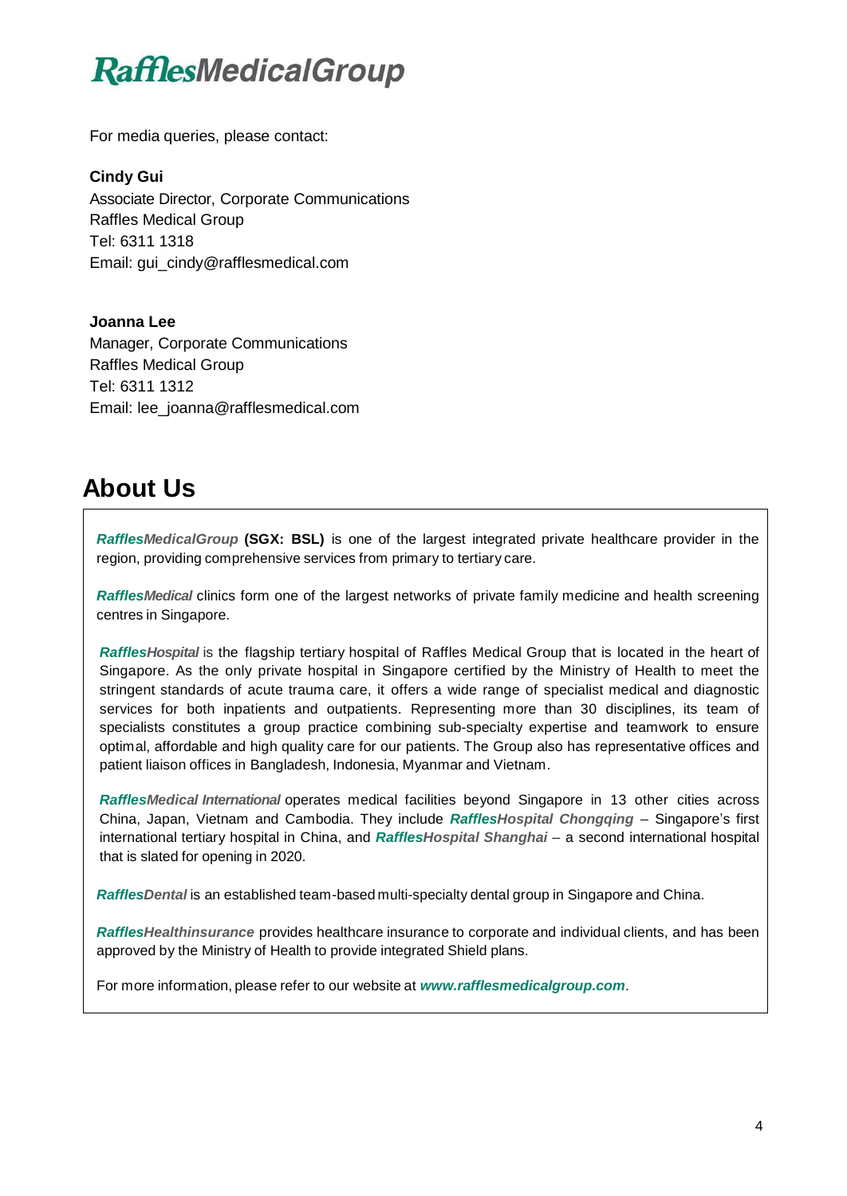# RafflesMedicalGroup

For media queries, please contact:

**Cindy Gui**
Associate Director, Corporate Communications
Raffles Medical Group
Tel: 6311 1318
Email: gui_cindy@rafflesmedical.com

**Joanna Lee**
Manager, Corporate Communications
Raffles Medical Group
Tel: 6311 1312
Email: lee_joanna@rafflesmedical.com

## About Us

***RafflesMedicalGroup*** **(SGX: BSL)** is one of the largest integrated private healthcare provider in the region, providing comprehensive services from primary to tertiary care.

***RafflesMedical*** clinics form one of the largest networks of private family medicine and health screening centres in Singapore.

***RafflesHospital*** is the flagship tertiary hospital of Raffles Medical Group that is located in the heart of Singapore. As the only private hospital in Singapore certified by the Ministry of Health to meet the stringent standards of acute trauma care, it offers a wide range of specialist medical and diagnostic services for both inpatients and outpatients. Representing more than 30 disciplines, its team of specialists constitutes a group practice combining sub-specialty expertise and teamwork to ensure optimal, affordable and high quality care for our patients. The Group also has representative offices and patient liaison offices in Bangladesh, Indonesia, Myanmar and Vietnam.

***RafflesMedical International*** operates medical facilities beyond Singapore in 13 other cities across China, Japan, Vietnam and Cambodia. They include ***RafflesHospital Chongqing*** – Singapore's first international tertiary hospital in China, and ***RafflesHospital Shanghai*** – a second international hospital that is slated for opening in 2020.

***RafflesDental*** is an established team-based multi-specialty dental group in Singapore and China.

***RafflesHealthinsurance*** provides healthcare insurance to corporate and individual clients, and has been approved by the Ministry of Health to provide integrated Shield plans.

For more information, please refer to our website at ***www.rafflesmedicalgroup.com***.